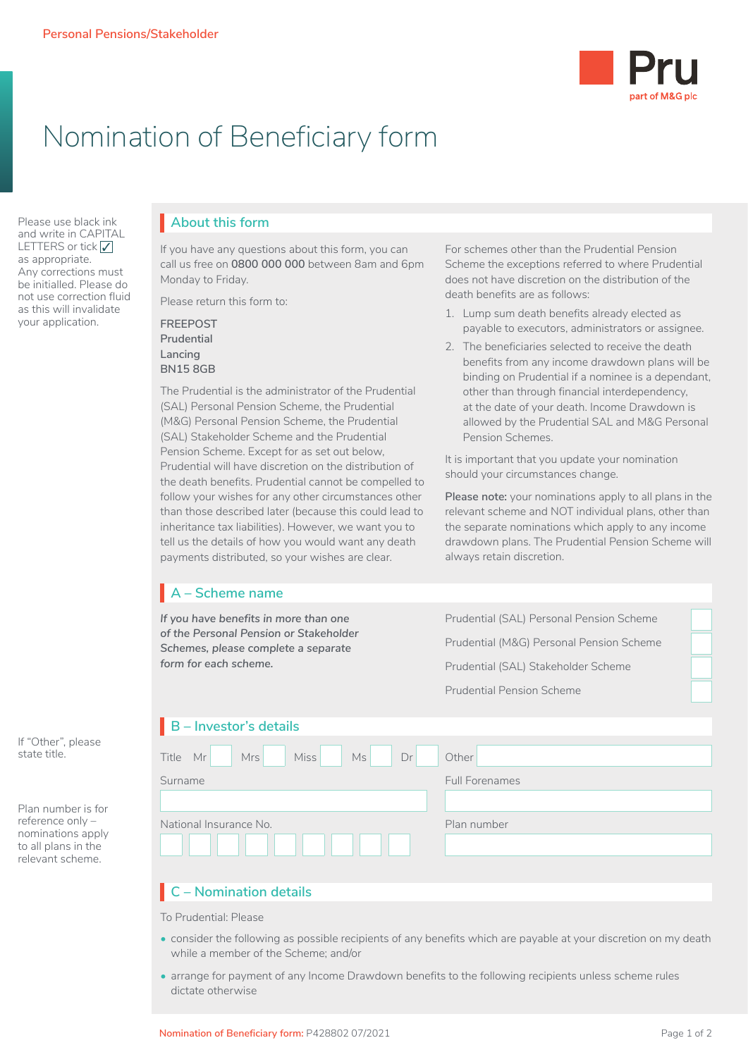Personal Pensions/Stakeholder

Pru
part of M&G plc

# Nomination of Beneficiary form

Please use black ink and write in CAPITAL LETTERS or tick ✓ as appropriate. Any corrections must be initialled. Please do not use correction fluid as this will invalidate your application.

## About this form

If you have any questions about this form, you can call us free on **0800 000 000** between 8am and 6pm Monday to Friday.

Please return this form to:

FREEPOST
Prudential
Lancing
BN15 8GB

The Prudential is the administrator of the Prudential (SAL) Personal Pension Scheme, the Prudential (M&G) Personal Pension Scheme, the Prudential (SAL) Stakeholder Scheme and the Prudential Pension Scheme. Except for as set out below, Prudential will have discretion on the distribution of the death benefits. Prudential cannot be compelled to follow your wishes for any other circumstances other than those described later (because this could lead to inheritance tax liabilities). However, we want you to tell us the details of how you would want any death payments distributed, so your wishes are clear.

For schemes other than the Prudential Pension Scheme the exceptions referred to where Prudential does not have discretion on the distribution of the death benefits are as follows:

1. Lump sum death benefits already elected as payable to executors, administrators or assignee.
2. The beneficiaries selected to receive the death benefits from any income drawdown plans will be binding on Prudential if a nominee is a dependant, other than through financial interdependency, at the date of your death. Income Drawdown is allowed by the Prudential SAL and M&G Personal Pension Schemes.

It is important that you update your nomination should your circumstances change.

**Please note:** your nominations apply to all plans in the relevant scheme and NOT individual plans, other than the separate nominations which apply to any income drawdown plans. The Prudential Pension Scheme will always retain discretion.

## A – Scheme name

*If you have benefits in more than one of the Personal Pension or Stakeholder Schemes, please complete a separate form for each scheme.*

- Prudential (SAL) Personal Pension Scheme ☐
- Prudential (M&G) Personal Pension Scheme ☐
- Prudential (SAL) Stakeholder Scheme ☐
- Prudential Pension Scheme ☐

## B – Investor's details

If "Other", please state title.

Title Mr ☐ Mrs ☐ Miss ☐ Ms ☐ Dr ☐ Other ________

Surname ________ Full Forenames ________

National Insurance No. ☐☐☐☐☐☐☐☐☐ Plan number ________

Plan number is for reference only – nominations apply to all plans in the relevant scheme.

## C – Nomination details

To Prudential: Please

- consider the following as possible recipients of any benefits which are payable at your discretion on my death while a member of the Scheme; and/or
- arrange for payment of any Income Drawdown benefits to the following recipients unless scheme rules dictate otherwise

Nomination of Beneficiary form: P428802 07/2021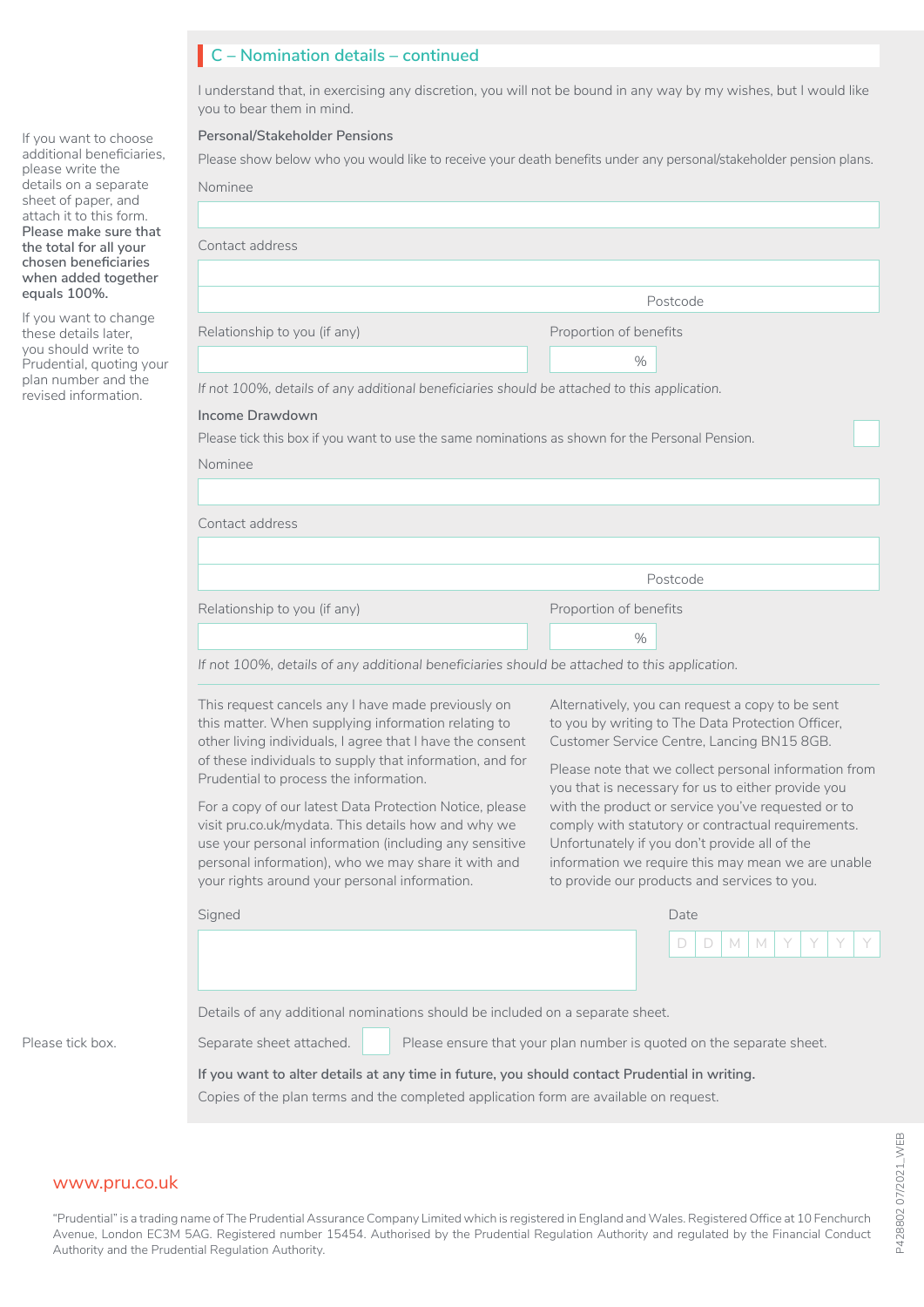## C – Nomination details – continued

If you want to choose additional beneficiaries, please write the details on a separate sheet of paper, and attach it to this form. **Please make sure that the total for all your chosen beneficiaries when added together equals 100%.**

If you want to change these details later, you should write to Prudential, quoting your plan number and the revised information.

I understand that, in exercising any discretion, you will not be bound in any way by my wishes, but I would like you to bear them in mind.

### Personal/Stakeholder Pensions

Please show below who you would like to receive your death benefits under any personal/stakeholder pension plans.

Nominee

Contact address

Postcode

Relationship to you (if any)

Proportion of benefits %

*If not 100%, details of any additional beneficiaries should be attached to this application.*

### Income Drawdown

Please tick this box if you want to use the same nominations as shown for the Personal Pension. ☐

Nominee

Contact address

Postcode

Relationship to you (if any)

Proportion of benefits %

*If not 100%, details of any additional beneficiaries should be attached to this application.*

---

This request cancels any I have made previously on this matter. When supplying information relating to other living individuals, I agree that I have the consent of these individuals to supply that information, and for Prudential to process the information.

For a copy of our latest Data Protection Notice, please visit pru.co.uk/mydata. This details how and why we use your personal information (including any sensitive personal information), who we may share it with and your rights around your personal information.

Alternatively, you can request a copy to be sent to you by writing to The Data Protection Officer, Customer Service Centre, Lancing BN15 8GB.

Please note that we collect personal information from you that is necessary for us to either provide you with the product or service you've requested or to comply with statutory or contractual requirements. Unfortunately if you don't provide all of the information we require this may mean we are unable to provide our products and services to you.

Signed

Date D D M M Y Y Y Y

Details of any additional nominations should be included on a separate sheet.

Please tick box.

Separate sheet attached. ☐ Please ensure that your plan number is quoted on the separate sheet.

**If you want to alter details at any time in future, you should contact Prudential in writing.**

Copies of the plan terms and the completed application form are available on request.

www.pru.co.uk

"Prudential" is a trading name of The Prudential Assurance Company Limited which is registered in England and Wales. Registered Office at 10 Fenchurch Avenue, London EC3M 5AG. Registered number 15454. Authorised by the Prudential Regulation Authority and regulated by the Financial Conduct Authority and the Prudential Regulation Authority.

P428802 07/2021_WEB